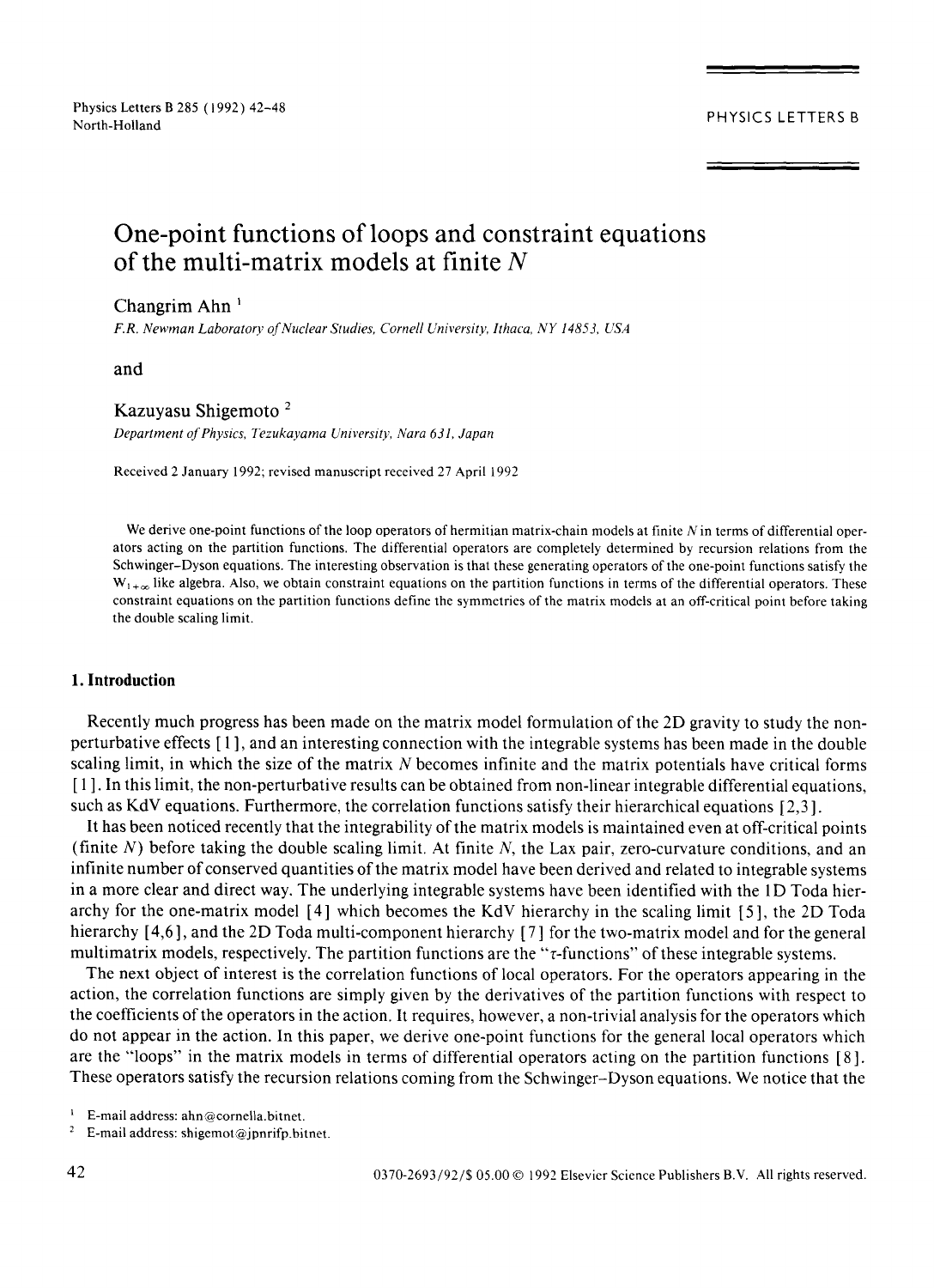# One-point functions of loops and constraint equations of the multi-matrix models at finite $N$

Changrim Ahn [1]

*F.R. Newman Laboratory of Nuclear Studies, Cornell University, Ithaca, NY 14853, USA*

and

Kazuyasu Shigemoto [2]

*Department of Physics, Tezukayama University, Nara 631, Japan*

Received 2 January 1992; revised manuscript received 27 April 1992

We derive one-point functions of the loop operators of hermitian matrix-chain models at finite $N$ in terms of differential operators acting on the partition functions. The differential operators are completely determined by recursion relations from the Schwinger–Dyson equations. The interesting observation is that these generating operators of the one-point functions satisfy the $W_{1+\infty}$ like algebra. Also, we obtain constraint equations on the partition functions in terms of the differential operators. These constraint equations on the partition functions define the symmetries of the matrix models at an off-critical point before taking the double scaling limit.

## 1. Introduction

Recently much progress has been made on the matrix model formulation of the 2D gravity to study the non-perturbative effects [1], and an interesting connection with the integrable systems has been made in the double scaling limit, in which the size of the matrix $N$ becomes infinite and the matrix potentials have critical forms [1]. In this limit, the non-perturbative results can be obtained from non-linear integrable differential equations, such as KdV equations. Furthermore, the correlation functions satisfy their hierarchical equations [2,3].

It has been noticed recently that the integrability of the matrix models is maintained even at off-critical points (finite $N$) before taking the double scaling limit. At finite $N$, the Lax pair, zero-curvature conditions, and an infinite number of conserved quantities of the matrix model have been derived and related to integrable systems in a more clear and direct way. The underlying integrable systems have been identified with the 1D Toda hierarchy for the one-matrix model [4] which becomes the KdV hierarchy in the scaling limit [5], the 2D Toda hierarchy [4,6], and the 2D Toda multi-component hierarchy [7] for the two-matrix model and for the general multimatrix models, respectively. The partition functions are the "$\tau$-functions" of these integrable systems.

The next object of interest is the correlation functions of local operators. For the operators appearing in the action, the correlation functions are simply given by the derivatives of the partition functions with respect to the coefficients of the operators in the action. It requires, however, a non-trivial analysis for the operators which do not appear in the action. In this paper, we derive one-point functions for the general local operators which are the "loops" in the matrix models in terms of differential operators acting on the partition functions [8]. These operators satisfy the recursion relations coming from the Schwinger–Dyson equations. We notice that the

[1] E-mail address: ahn@cornella.bitnet.

[2] E-mail address: shigemot@jpnrifp.bitnet.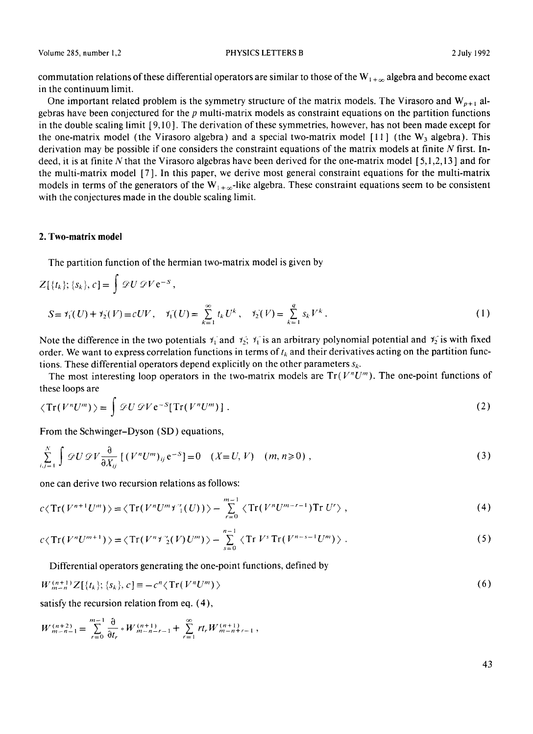commutation relations of these differential operators are similar to those of the $W_{1+\infty}$ algebra and become exact in the continuum limit.

One important related problem is the symmetry structure of the matrix models. The Virasoro and $W_{p+1}$ algebras have been conjectured for the $p$ multi-matrix models as constraint equations on the partition functions in the double scaling limit [9,10]. The derivation of these symmetries, however, has not been made except for the one-matrix model (the Virasoro algebra) and a special two-matrix model [11] (the $W_3$ algebra). This derivation may be possible if one considers the constraint equations of the matrix models at finite $N$ first. Indeed, it is at finite $N$ that the Virasoro algebras have been derived for the one-matrix model [5,1,2,13] and for the multi-matrix model [7]. In this paper, we derive most general constraint equations for the multi-matrix models in terms of the generators of the $W_{1+\infty}$-like algebra. These constraint equations seem to be consistent with the conjectures made in the double scaling limit.

## 2. Two-matrix model

The partition function of the hermian two-matrix model is given by

$$Z[\{t_k\};\{s_k\},c]=\int \mathscr{D}U\,\mathscr{D}V\,\mathrm{e}^{-S},$$

$$S=\mathscr{V}_1(U)+\mathscr{V}_2(V)=cUV,\quad \mathscr{V}_1(U)=\sum_{k=1}^{\infty}t_kU^k,\quad \mathscr{V}_2(V)=\sum_{k=1}^{q}s_kV^k. \tag{1}$$

Note the difference in the two potentials $\mathscr{V}_1$ and $\mathscr{V}_2$; $\mathscr{V}_1$ is an arbitrary polynomial potential and $\mathscr{V}_2$ is with fixed order. We want to express correlation functions in terms of $t_k$ and their derivatives acting on the partition functions. These differential operators depend explicitly on the other parameters $s_k$.

The most interesting loop operators in the two-matrix models are $\mathrm{Tr}(V^nU^m)$. The one-point functions of these loops are

$$\langle \mathrm{Tr}(V^nU^m)\rangle=\int \mathscr{D}U\,\mathscr{D}V\,\mathrm{e}^{-S}[\mathrm{Tr}(V^nU^m)]\,. \tag{2}$$

From the Schwinger–Dyson (SD) equations,

$$\sum_{i,j=1}^{N}\int \mathscr{D}U\,\mathscr{D}V\frac{\partial}{\partial X_{ij}}[(V^nU^m)_{ij}\,\mathrm{e}^{-S}]=0\quad (X=U,V)\quad (m,n\geqslant 0)\,, \tag{3}$$

one can derive two recursion relations as follows:

$$c\langle \mathrm{Tr}(V^{n+1}U^m)\rangle=\langle \mathrm{Tr}(V^nU^m\mathscr{V}_1'(U))\rangle-\sum_{r=0}^{m-1}\langle \mathrm{Tr}(V^nU^{m-r-1})\mathrm{Tr}\,U^r\rangle\,, \tag{4}$$

$$c\langle \mathrm{Tr}(V^nU^{m+1})\rangle=\langle \mathrm{Tr}(V^n\mathscr{V}_2'(V)U^m)\rangle-\sum_{s=0}^{n-1}\langle \mathrm{Tr}\,V^s\,\mathrm{Tr}(V^{n-s-1}U^m)\rangle\,. \tag{5}$$

Differential operators generating the one-point functions, defined by

$$W_{m-n}^{(n+1)}Z[\{t_k\};\{s_k\},c]\equiv -c^n\langle \mathrm{Tr}(V^nU^m)\rangle \tag{6}$$

satisfy the recursion relation from eq. (4),

$$W_{m-n-1}^{(n+2)}=\sum_{r=0}^{m-1}\frac{\partial}{\partial t_r}\circ W_{m-n-r-1}^{(n+1)}+\sum_{r=1}^{\infty}rt_rW_{m-n+r-1}^{(n+1)}\,,$$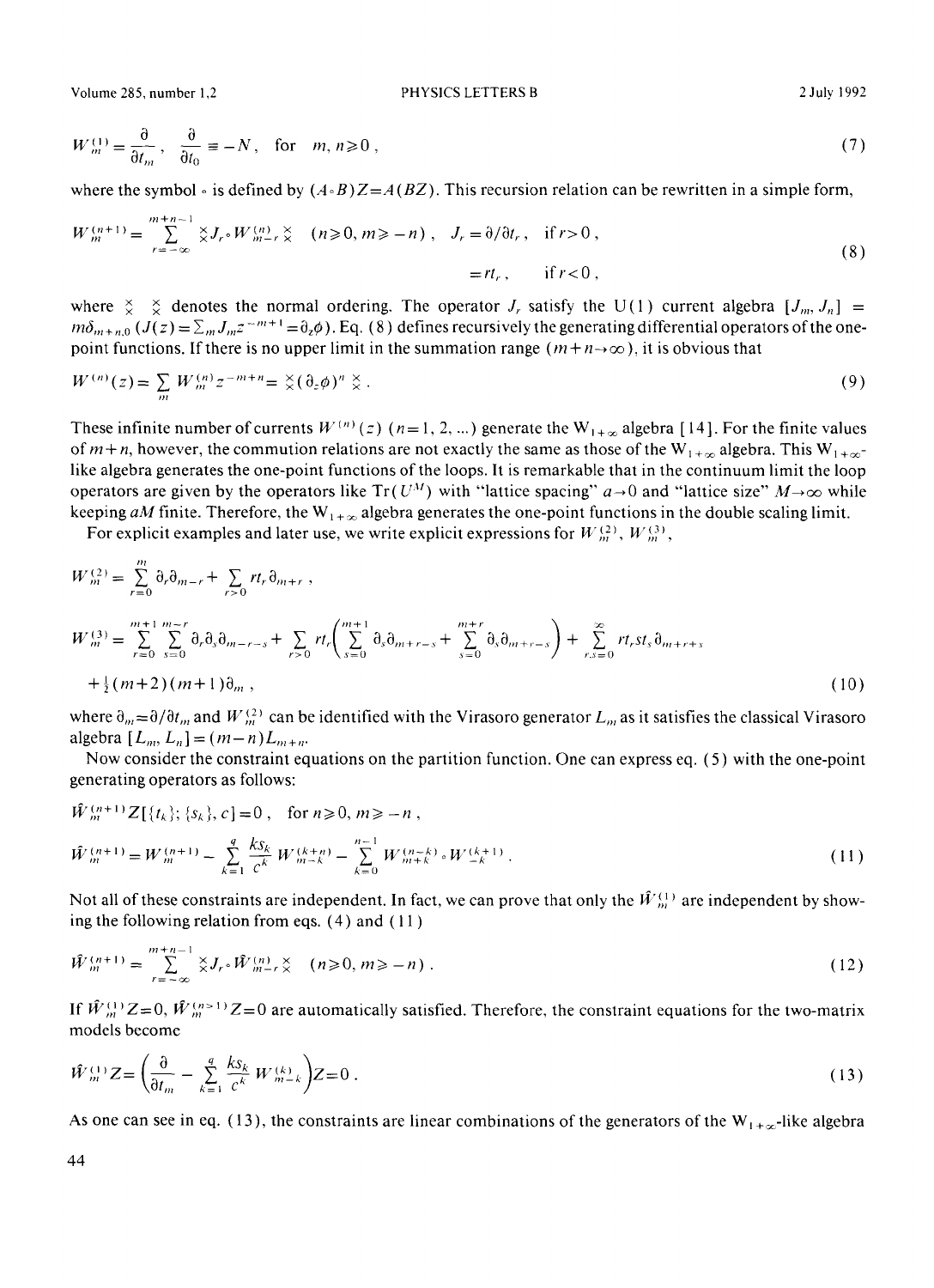$$W^{(1)}_m = \frac{\partial}{\partial t_m}, \quad \frac{\partial}{\partial t_0} \equiv -N, \quad \text{for} \quad m, n \geqslant 0, \tag{7}$$

where the symbol $\circ$ is defined by $(A \circ B)Z = A(BZ)$. This recursion relation can be rewritten in a simple form,

$$W^{(n+1)}_m = \sum_{r=-\infty}^{m+n-1} {\times \atop \times} J_r \circ W^{(n)}_{m-r} {\times \atop \times} \quad (n \geqslant 0, m \geqslant -n), \quad J_r = \partial/\partial t_r, \quad \text{if } r > 0,$$
$$= r t_r, \quad \text{if } r < 0, \tag{8}$$

where ${\times \atop \times} \; {\times \atop \times}$ denotes the normal ordering. The operator $J_r$ satisfy the U(1) current algebra $[J_m, J_n] = m\delta_{m+n,0}$ $(J(z) = \sum_m J_m z^{-m+1} = \partial_z \phi)$. Eq. (8) defines recursively the generating differential operators of the one-point functions. If there is no upper limit in the summation range $(m+n \to \infty)$, it is obvious that

$$W^{(n)}(z) = \sum_m W^{(n)}_m z^{-m+n} = {\times \atop \times} (\partial_z \phi)^n {\times \atop \times}. \tag{9}$$

These infinite number of currents $W^{(n)}(z)$ $(n = 1, 2, \ldots)$ generate the $W_{1+\infty}$ algebra [14]. For the finite values of $m+n$, however, the commution relations are not exactly the same as those of the $W_{1+\infty}$ algebra. This $W_{1+\infty}$-like algebra generates the one-point functions of the loops. It is remarkable that in the continuum limit the loop operators are given by the operators like $\mathrm{Tr}(U^M)$ with "lattice spacing" $a \to 0$ and "lattice size" $M \to \infty$ while keeping $aM$ finite. Therefore, the $W_{1+\infty}$ algebra generates the one-point functions in the double scaling limit.

For explicit examples and later use, we write explicit expressions for $W^{(2)}_m$, $W^{(3)}_m$,

$$W^{(2)}_m = \sum_{r=0}^{m} \partial_r \partial_{m-r} + \sum_{r>0} r t_r \partial_{m+r},$$

$$W^{(3)}_m = \sum_{r=0}^{m+1} \sum_{s=0}^{m-r} \partial_r \partial_s \partial_{m-r-s} + \sum_{r>0} r t_r \left( \sum_{s=0}^{m+1} \partial_s \partial_{m+r-s} + \sum_{s=0}^{m+r} \partial_s \partial_{m+r-s} \right) + \sum_{r,s=0}^{\infty} r t_r s t_s \partial_{m+r+s}$$
$$+ \tfrac{1}{2}(m+2)(m+1)\partial_m, \tag{10}$$

where $\partial_m = \partial/\partial t_m$ and $W^{(2)}_m$ can be identified with the Virasoro generator $L_m$ as it satisfies the classical Virasoro algebra $[L_m, L_n] = (m-n)L_{m+n}$.

Now consider the constraint equations on the partition function. One can express eq. (5) with the one-point generating operators as follows:

$$\hat{W}^{(n+1)}_m Z[\{t_k\}; \{s_k\}, c] = 0, \quad \text{for } n \geqslant 0, m \geqslant -n,$$

$$\hat{W}^{(n+1)}_m = W^{(n+1)}_m - \sum_{k=1}^{q} \frac{k s_k}{c^k} W^{(k+n)}_{m-k} - \sum_{k=0}^{n-1} W^{(n-k)}_{m+k} \circ W^{(k+1)}_{-k}. \tag{11}$$

Not all of these constraints are independent. In fact, we can prove that only the $\hat{W}^{(1)}_m$ are independent by showing the following relation from eqs. (4) and (11)

$$\hat{W}^{(n+1)}_m = \sum_{r=-\infty}^{m+n-1} {\times \atop \times} J_r \circ \hat{W}^{(n)}_{m-r} {\times \atop \times} \quad (n \geqslant 0, m \geqslant -n). \tag{12}$$

If $\hat{W}^{(1)}_m Z = 0$, $\hat{W}^{(n>1)}_m Z = 0$ are automatically satisfied. Therefore, the constraint equations for the two-matrix models become

$$\hat{W}^{(1)}_m Z = \left( \frac{\partial}{\partial t_m} - \sum_{k=1}^{q} \frac{k s_k}{c^k} W^{(k)}_{m-k} \right) Z = 0. \tag{13}$$

As one can see in eq. (13), the constraints are linear combinations of the generators of the $W_{1+\infty}$-like algebra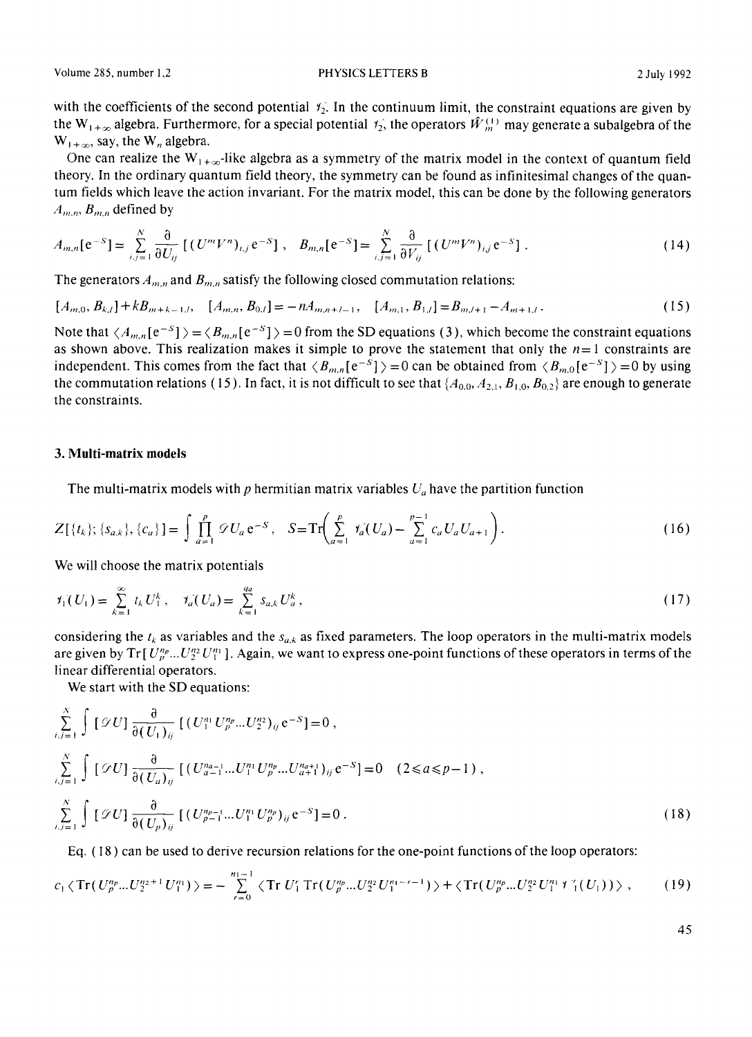with the coefficients of the second potential $\mathscr{V}_2$. In the continuum limit, the constraint equations are given by the $W_{1+\infty}$ algebra. Furthermore, for a special potential $\mathscr{V}_2$, the operators $\hat{W}^{(1)}_m$ may generate a subalgebra of the $W_{1+\infty}$, say, the $W_n$ algebra.

One can realize the $W_{1+\infty}$-like algebra as a symmetry of the matrix model in the context of quantum field theory. In the ordinary quantum field theory, the symmetry can be found as infinitesimal changes of the quantum fields which leave the action invariant. For the matrix model, this can be done by the following generators $A_{m,n}$, $B_{m,n}$ defined by

$$A_{m,n}[e^{-S}] = \sum_{i,j=1}^{N} \frac{\partial}{\partial U_{ij}} [(U^m V^n)_{i,j} e^{-S}] , \quad B_{m,n}[e^{-S}] = \sum_{i,j=1}^{N} \frac{\partial}{\partial V_{ij}} [(U^m V^n)_{i,j} e^{-S}] . \tag{14}$$

The generators $A_{m,n}$ and $B_{m,n}$ satisfy the following closed commutation relations:

$$[A_{m,0}, B_{k,l}] + kB_{m+k-1,l}, \quad [A_{m,n}, B_{0,l}] = -nA_{m,n+l-1}, \quad [A_{m,1}, B_{1,l}] = B_{m,l+1} - A_{m+1,l} . \tag{15}$$

Note that $\langle A_{m,n}[e^{-S}]\rangle = \langle B_{m,n}[e^{-S}]\rangle = 0$ from the SD equations (3), which become the constraint equations as shown above. This realization makes it simple to prove the statement that only the $n=1$ constraints are independent. This comes from the fact that $\langle B_{m,n}[e^{-S}]\rangle = 0$ can be obtained from $\langle B_{m,0}[e^{-S}]\rangle = 0$ by using the commutation relations (15). In fact, it is not difficult to see that $\{A_{0,0}, A_{2,1}, B_{1,0}, B_{0,2}\}$ are enough to generate the constraints.

## 3. Multi-matrix models

The multi-matrix models with $p$ hermitian matrix variables $U_a$ have the partition function

$$Z[\{t_k\}; \{s_{a,k}\}, \{c_a\}] = \int \prod_{a=1}^{p} \mathscr{D}U_a \, e^{-S}, \quad S = \mathrm{Tr}\left( \sum_{a=1}^{p} \mathscr{V}_a(U_a) - \sum_{a=1}^{p-1} c_a U_a U_{a+1} \right) . \tag{16}$$

We will choose the matrix potentials

$$\mathscr{V}_1(U_1) = \sum_{k=1}^{\infty} t_k U_1^k , \quad \mathscr{V}_a(U_a) = \sum_{k=1}^{q_a} s_{a,k} U_a^k , \tag{17}$$

considering the $t_k$ as variables and the $s_{a,k}$ as fixed parameters. The loop operators in the multi-matrix models are given by $\mathrm{Tr}[U_p^{n_p} \ldots U_2^{n_2} U_1^{n_1}]$. Again, we want to express one-point functions of these operators in terms of the linear differential operators.

We start with the SD equations:

$$\sum_{i,j=1}^{N} \int [\mathscr{D}U] \frac{\partial}{\partial (U_1)_{ij}} [(U_1^{n_1} U_p^{n_p} \ldots U_2^{n_2})_{ij} e^{-S}] = 0 ,$$

$$\sum_{i,j=1}^{N} \int [\mathscr{D}U] \frac{\partial}{\partial (U_a)_{ij}} [(U_{a-1}^{n_{a-1}} \ldots U_1^{n_1} U_p^{n_p} \ldots U_{a+1}^{n_{a+1}})_{ij} e^{-S}] = 0 \quad (2 \leqslant a \leqslant p-1) ,$$

$$\sum_{i,j=1}^{N} \int [\mathscr{D}U] \frac{\partial}{\partial (U_p)_{ij}} [(U_{p-1}^{n_{p-1}} \ldots U_1^{n_1} U_p^{n_p})_{ij} e^{-S}] = 0 . \tag{18}$$

Eq. (18) can be used to derive recursion relations for the one-point functions of the loop operators:

$$c_1 \langle \mathrm{Tr}(U_p^{n_p} \ldots U_2^{n_2+1} U_1^{n_1}) \rangle = -\sum_{r=0}^{n_1-1} \langle \mathrm{Tr}\, U_1^r \, \mathrm{Tr}(U_p^{n_p} \ldots U_2^{n_2} U_1^{n_1-r-1}) \rangle + \langle \mathrm{Tr}(U_p^{n_p} \ldots U_2^{n_2} U_1^{n_1} \mathscr{V}_1'(U_1)) \rangle , \tag{19}$$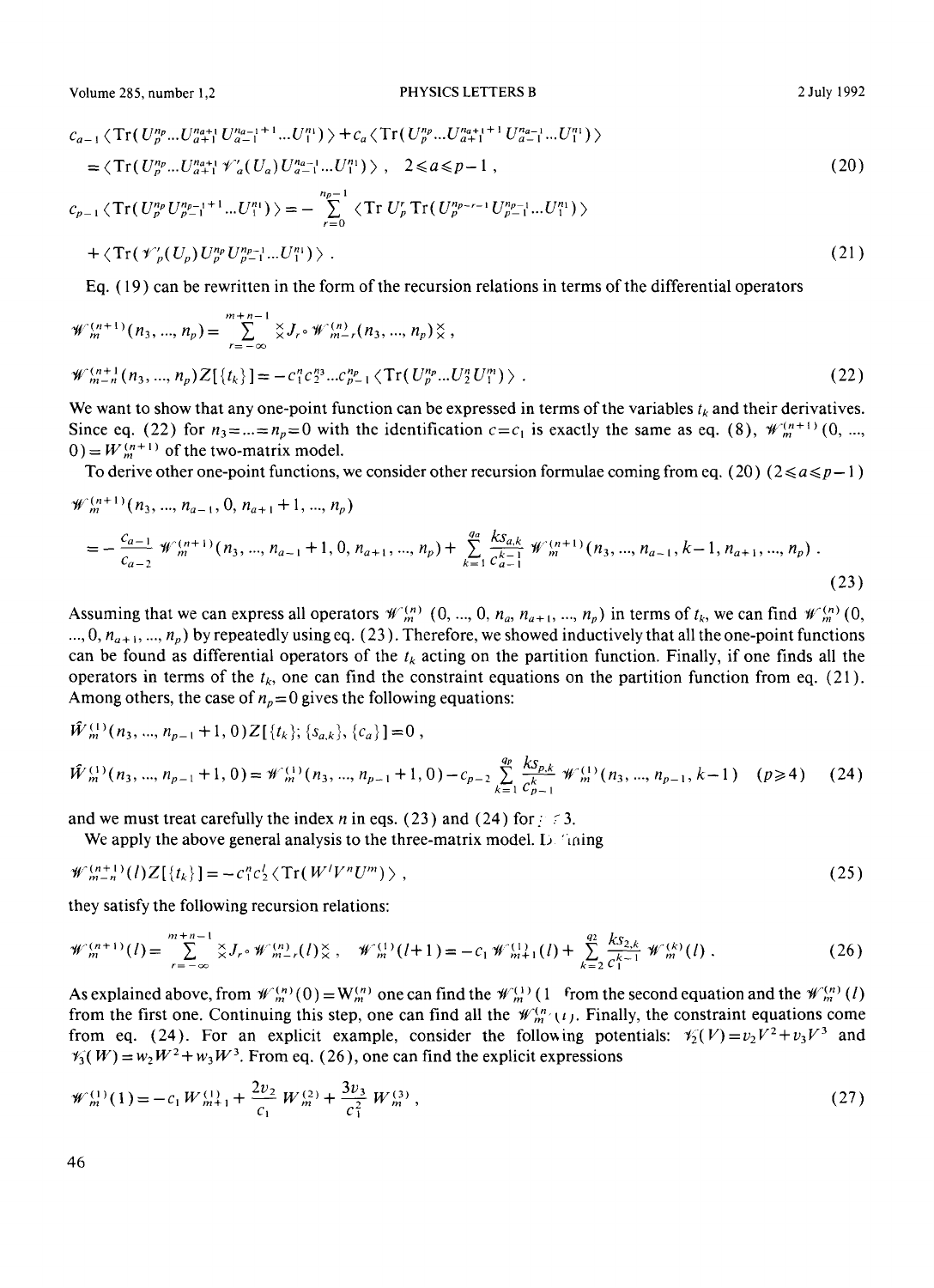$$c_{a-1}\langle \mathrm{Tr}(U_p^{n_p}...U_{a+1}^{n_{a+1}}U_{a-1}^{n_{a-1}+1}...U_1^{n_1})\rangle + c_a\langle \mathrm{Tr}(U_p^{n_p}...U_{a+1}^{n_{a+1}+1}U_{a-1}^{n_{a-1}}...U_1^{n_1})\rangle$$

$$= \langle \mathrm{Tr}(U_p^{n_p}...U_{a+1}^{n_{a+1}}\mathscr{V}_a'(U_a)U_{a-1}^{n_{a-1}}...U_1^{n_1})\rangle , \quad 2\leqslant a\leqslant p-1 , \tag{20}$$

$$c_{p-1}\langle \mathrm{Tr}(U_p^{n_p}U_{p-1}^{n_{p-1}+1}...U_1^{n_1})\rangle = -\sum_{r=0}^{n_p-1}\langle \mathrm{Tr}\, U_p^r\, \mathrm{Tr}(U_p^{n_p-r-1}U_{p-1}^{n_{p-1}}...U_1^{n_1})\rangle$$

$$+\langle \mathrm{Tr}(\mathscr{V}_p'(U_p)U_p^{n_p}U_{p-1}^{n_{p-1}}...U_1^{n_1})\rangle . \tag{21}$$

Eq. (19) can be rewritten in the form of the recursion relations in terms of the differential operators

$$\mathscr{W}_m^{(n+1)}(n_3, ..., n_p) = \sum_{r=-\infty}^{m+n-1} {}_\times^\times J_r \circ \mathscr{W}_{m-r}^{(n)}(n_3, ..., n_p){}_\times^\times ,$$

$$\mathscr{W}_{m-n}^{(n+1)}(n_3, ..., n_p)Z[\{t_k\}] = -c_1^n c_2^{n_3}...c_{p-1}^{n_p}\langle \mathrm{Tr}(U_p^{n_p}...U_2^n U_1^m)\rangle . \tag{22}$$

We want to show that any one-point function can be expressed in terms of the variables $t_k$ and their derivatives. Since eq. (22) for $n_3=...=n_p=0$ with the identification $c=c_1$ is exactly the same as eq. (8), $\mathscr{W}_m^{(n+1)}(0, ..., 0)=W_m^{(n+1)}$ of the two-matrix model.

To derive other one-point functions, we consider other recursion formulae coming from eq. (20) ($2\leqslant a\leqslant p-1$)

$$\mathscr{W}_m^{(n+1)}(n_3, ..., n_{a-1}, 0, n_{a+1}+1, ..., n_p)$$

$$= -\frac{c_{a-1}}{c_{a-2}}\mathscr{W}_m^{(n+1)}(n_3, ..., n_{a-1}+1, 0, n_{a+1}, ..., n_p) + \sum_{k=1}^{q_a}\frac{ks_{a,k}}{c_{a-1}^{k-1}}\mathscr{W}_m^{(n+1)}(n_3, ..., n_{a-1}, k-1, n_{a+1}, ..., n_p) . \tag{23}$$

Assuming that we can express all operators $\mathscr{W}_m^{(n)}$ $(0, ..., 0, n_a, n_{a+1}, ..., n_p)$ in terms of $t_k$, we can find $\mathscr{W}_m^{(n)}(0, ..., 0, n_{a+1}, ..., n_p)$ by repeatedly using eq. (23). Therefore, we showed inductively that all the one-point functions can be found as differential operators of the $t_k$ acting on the partition function. Finally, if one finds all the operators in terms of the $t_k$, one can find the constraint equations on the partition function from eq. (21). Among others, the case of $n_p=0$ gives the following equations:

$$\hat{W}_m^{(1)}(n_3, ..., n_{p-1}+1, 0)Z[\{t_k\}; \{s_{a,k}\}, \{c_a\}]=0 ,$$

$$\hat{W}_m^{(1)}(n_3, ..., n_{p-1}+1, 0) = \mathscr{W}_m^{(1)}(n_3, ..., n_{p-1}+1, 0) - c_{p-2}\sum_{k=1}^{q_p}\frac{ks_{p,k}}{c_{p-1}^k}\mathscr{W}_m^{(1)}(n_3, ..., n_{p-1}, k-1) \quad (p\geqslant 4) \tag{24}$$

and we must treat carefully the index $n$ in eqs. (23) and (24) for $p\leqslant 3$.

We apply the above general analysis to the three-matrix model. Defining

$$\mathscr{W}_{m-n}^{(n+1)}(l)Z[\{t_k\}] = -c_1^n c_2^l\langle \mathrm{Tr}(W^l V^n U^m)\rangle , \tag{25}$$

they satisfy the following recursion relations:

$$\mathscr{W}_m^{(n+1)}(l) = \sum_{r=-\infty}^{m+n-1} {}_\times^\times J_r \circ \mathscr{W}_{m-r}^{(n)}(l){}_\times^\times , \quad \mathscr{W}_m^{(1)}(l+1) = -c_1\mathscr{W}_{m+1}^{(1)}(l) + \sum_{k=2}^{q_2}\frac{ks_{2,k}}{c_1^{k-1}}\mathscr{W}_m^{(k)}(l) . \tag{26}$$

As explained above, from $\mathscr{W}_m^{(n)}(0)=W_m^{(n)}$ one can find the $\mathscr{W}_m^{(1)}(1)$ from the second equation and the $\mathscr{W}_m^{(n)}(l)$ from the first one. Continuing this step, one can find all the $\mathscr{W}_m^{(n)}(l)$. Finally, the constraint equations come from eq. (24). For an explicit example, consider the following potentials: $\mathscr{V}_2(V)=v_2V^2+v_3V^3$ and $\mathscr{V}_3(W)=w_2W^2+w_3W^3$. From eq. (26), one can find the explicit expressions

$$\mathscr{W}_m^{(1)}(1) = -c_1 W_{m+1}^{(1)} + \frac{2v_2}{c_1}W_m^{(2)} + \frac{3v_3}{c_1^2}W_m^{(3)} , \tag{27}$$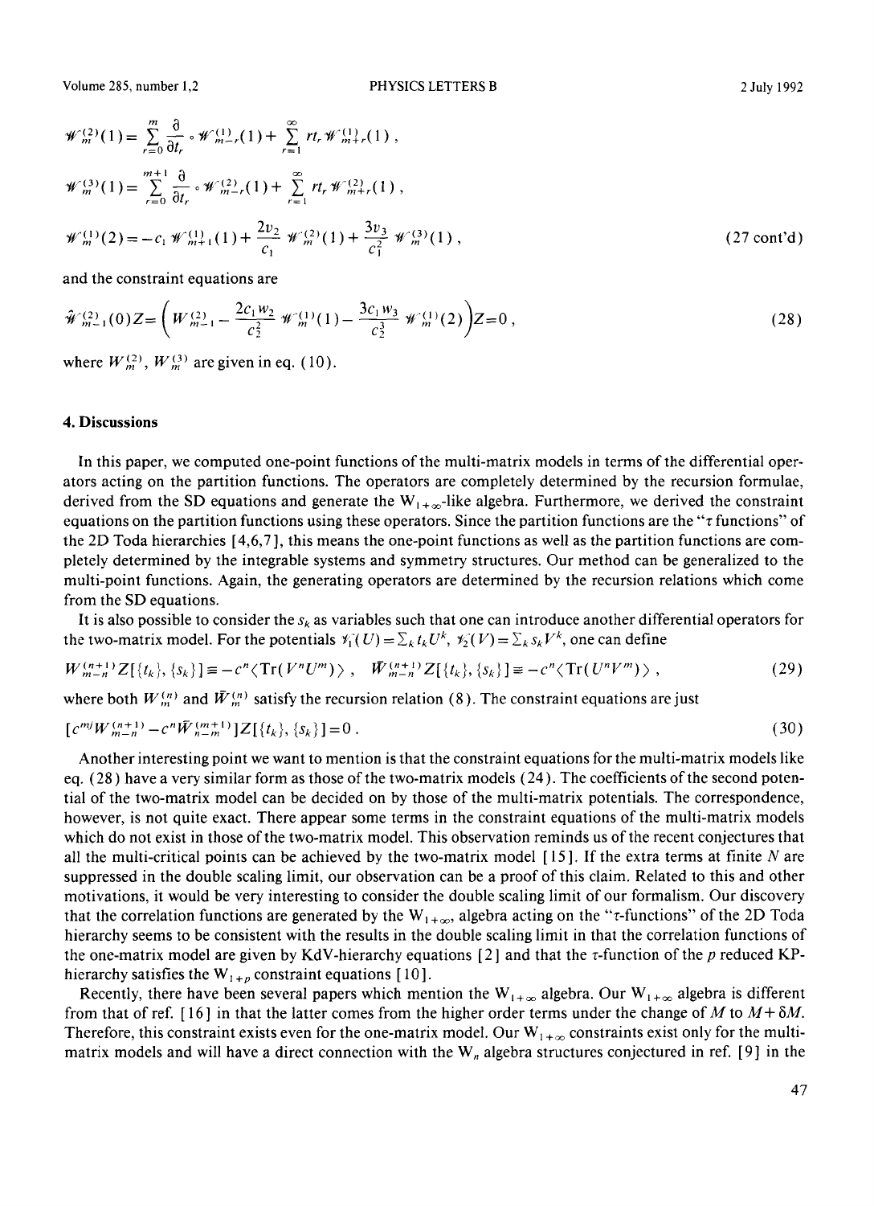$$\mathcal{W}_m^{(2)}(1) = \sum_{r=0}^{m} \frac{\partial}{\partial t_r} \circ \mathcal{W}_{m-r}^{(1)}(1) + \sum_{r=1}^{\infty} r t_r \mathcal{W}_{m+r}^{(1)}(1) \, ,$$

$$\mathcal{W}_m^{(3)}(1) = \sum_{r=0}^{m+1} \frac{\partial}{\partial t_r} \circ \mathcal{W}_{m-r}^{(2)}(1) + \sum_{r=1}^{\infty} r t_r \mathcal{W}_{m+r}^{(2)}(1) \, ,$$

$$\mathcal{W}_m^{(1)}(2) = -c_1 \mathcal{W}_{m+1}^{(1)}(1) + \frac{2v_2}{c_1} \mathcal{W}_m^{(2)}(1) + \frac{3v_3}{c_1^2} \mathcal{W}_m^{(3)}(1) \, , \tag{27 cont'd}$$

and the constraint equations are

$$\hat{\mathcal{W}}_{m-1}^{(2)}(0) Z = \left( W_{m-1}^{(2)} - \frac{2c_1 w_2}{c_2^2} \mathcal{W}_m^{(1)}(1) - \frac{3c_1 w_3}{c_2^3} \mathcal{W}_m^{(1)}(2) \right) Z = 0 \, , \tag{28}$$

where $W_m^{(2)}$, $W_m^{(3)}$ are given in eq. (10).

## 4. Discussions

In this paper, we computed one-point functions of the multi-matrix models in terms of the differential operators acting on the partition functions. The operators are completely determined by the recursion formulae, derived from the SD equations and generate the $W_{1+\infty}$-like algebra. Furthermore, we derived the constraint equations on the partition functions using these operators. Since the partition functions are the "$\tau$ functions" of the 2D Toda hierarchies [4,6,7], this means the one-point functions as well as the partition functions are completely determined by the integrable systems and symmetry structures. Our method can be generalized to the multi-point functions. Again, the generating operators are determined by the recursion relations which come from the SD equations.

It is also possible to consider the $s_k$ as variables such that one can introduce another differential operators for the two-matrix model. For the potentials $\mathcal{V}_1(U) = \sum_k t_k U^k$, $\mathcal{V}_2(V) = \sum_k s_k V^k$, one can define

$$W_{m-n}^{(n+1)} Z[\{t_k\}, \{s_k\}] \equiv -c^n \langle \mathrm{Tr}(V^n U^m) \rangle \, , \quad \bar{W}_{m-n}^{(n+1)} Z[\{t_k\}, \{s_k\}] \equiv -c^n \langle \mathrm{Tr}(U^n V^m) \rangle \, , \tag{29}$$

where both $W_m^{(n)}$ and $\bar{W}_m^{(n)}$ satisfy the recursion relation (8). The constraint equations are just

$$[c^m W_{m-n}^{(n+1)} - c^n \bar{W}_{n-m}^{(m+1)}] Z[\{t_k\}, \{s_k\}] = 0 \, . \tag{30}$$

Another interesting point we want to mention is that the constraint equations for the multi-matrix models like eq. (28) have a very similar form as those of the two-matrix models (24). The coefficients of the second potential of the two-matrix model can be decided on by those of the multi-matrix potentials. The correspondence, however, is not quite exact. There appear some terms in the constraint equations of the multi-matrix models which do not exist in those of the two-matrix model. This observation reminds us of the recent conjectures that all the multi-critical points can be achieved by the two-matrix model [15]. If the extra terms at finite $N$ are suppressed in the double scaling limit, our observation can be a proof of this claim. Related to this and other motivations, it would be very interesting to consider the double scaling limit of our formalism. Our discovery that the correlation functions are generated by the $W_{1+\infty}$ algebra acting on the "$\tau$-functions" of the 2D Toda hierarchy seems to be consistent with the results in the double scaling limit in that the correlation functions of the one-matrix model are given by KdV-hierarchy equations [2] and that the $\tau$-function of the $p$ reduced KP-hierarchy satisfies the $W_{1+p}$ constraint equations [10].

Recently, there have been several papers which mention the $W_{1+\infty}$ algebra. Our $W_{1+\infty}$ algebra is different from that of ref. [16] in that the latter comes from the higher order terms under the change of $M$ to $M+\delta M$. Therefore, this constraint exists even for the one-matrix model. Our $W_{1+\infty}$ constraints exist only for the multi-matrix models and will have a direct connection with the $W_n$ algebra structures conjectured in ref. [9] in the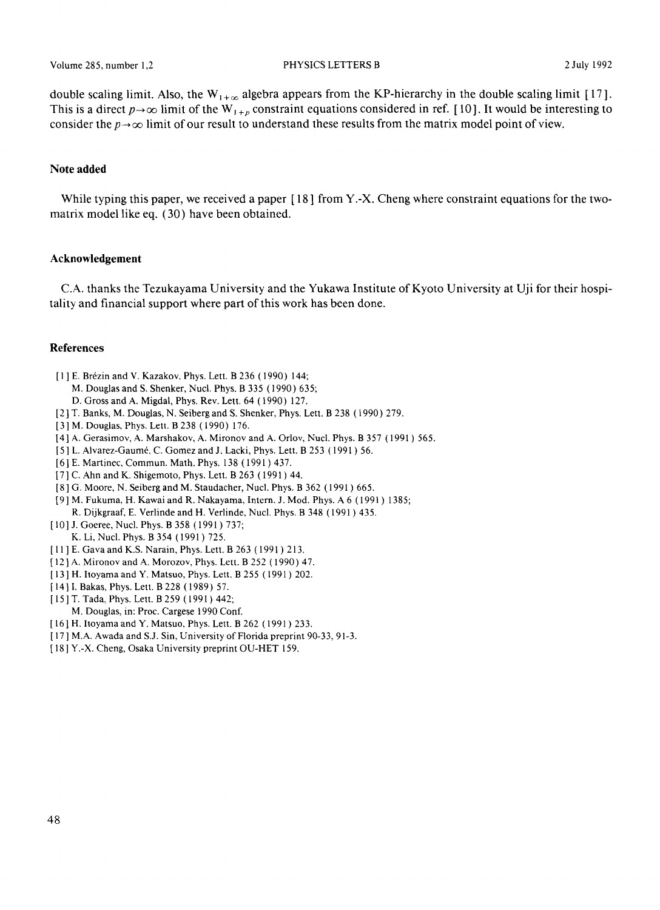double scaling limit. Also, the $W_{1+\infty}$ algebra appears from the KP-hierarchy in the double scaling limit [17]. This is a direct $p \to \infty$ limit of the $W_{1+p}$ constraint equations considered in ref. [10]. It would be interesting to consider the $p \to \infty$ limit of our result to understand these results from the matrix model point of view.

## Note added

While typing this paper, we received a paper [18] from Y.-X. Cheng where constraint equations for the two-matrix model like eq. (30) have been obtained.

## Acknowledgement

C.A. thanks the Tezukayama University and the Yukawa Institute of Kyoto University at Uji for their hospitality and financial support where part of this work has been done.

## References

[1] E. Brézin and V. Kazakov, Phys. Lett. B 236 (1990) 144;
M. Douglas and S. Shenker, Nucl. Phys. B 335 (1990) 635;
D. Gross and A. Migdal, Phys. Rev. Lett. 64 (1990) 127.

[2] T. Banks, M. Douglas, N. Seiberg and S. Shenker, Phys. Lett. B 238 (1990) 279.

[3] M. Douglas, Phys. Lett. B 238 (1990) 176.

[4] A. Gerasimov, A. Marshakov, A. Mironov and A. Orlov, Nucl. Phys. B 357 (1991) 565.

[5] L. Alvarez-Gaumé, C. Gomez and J. Lacki, Phys. Lett. B 253 (1991) 56.

[6] E. Martinec, Commun. Math. Phys. 138 (1991) 437.

[7] C. Ahn and K. Shigemoto, Phys. Lett. B 263 (1991) 44.

[8] G. Moore, N. Seiberg and M. Staudacher, Nucl. Phys. B 362 (1991) 665.

[9] M. Fukuma, H. Kawai and R. Nakayama, Intern. J. Mod. Phys. A 6 (1991) 1385;
R. Dijkgraaf, E. Verlinde and H. Verlinde, Nucl. Phys. B 348 (1991) 435.

[10] J. Goeree, Nucl. Phys. B 358 (1991) 737;
K. Li, Nucl. Phys. B 354 (1991) 725.

[11] E. Gava and K.S. Narain, Phys. Lett. B 263 (1991) 213.

[12] A. Mironov and A. Morozov, Phys. Lett. B 252 (1990) 47.

[13] H. Itoyama and Y. Matsuo, Phys. Lett. B 255 (1991) 202.

[14] I. Bakas, Phys. Lett. B 228 (1989) 57.

[15] T. Tada, Phys. Lett. B 259 (1991) 442;
M. Douglas, in: Proc. Cargese 1990 Conf.

[16] H. Itoyama and Y. Matsuo, Phys. Lett. B 262 (1991) 233.

[17] M.A. Awada and S.J. Sin, University of Florida preprint 90-33, 91-3.

[18] Y.-X. Cheng, Osaka University preprint OU-HET 159.